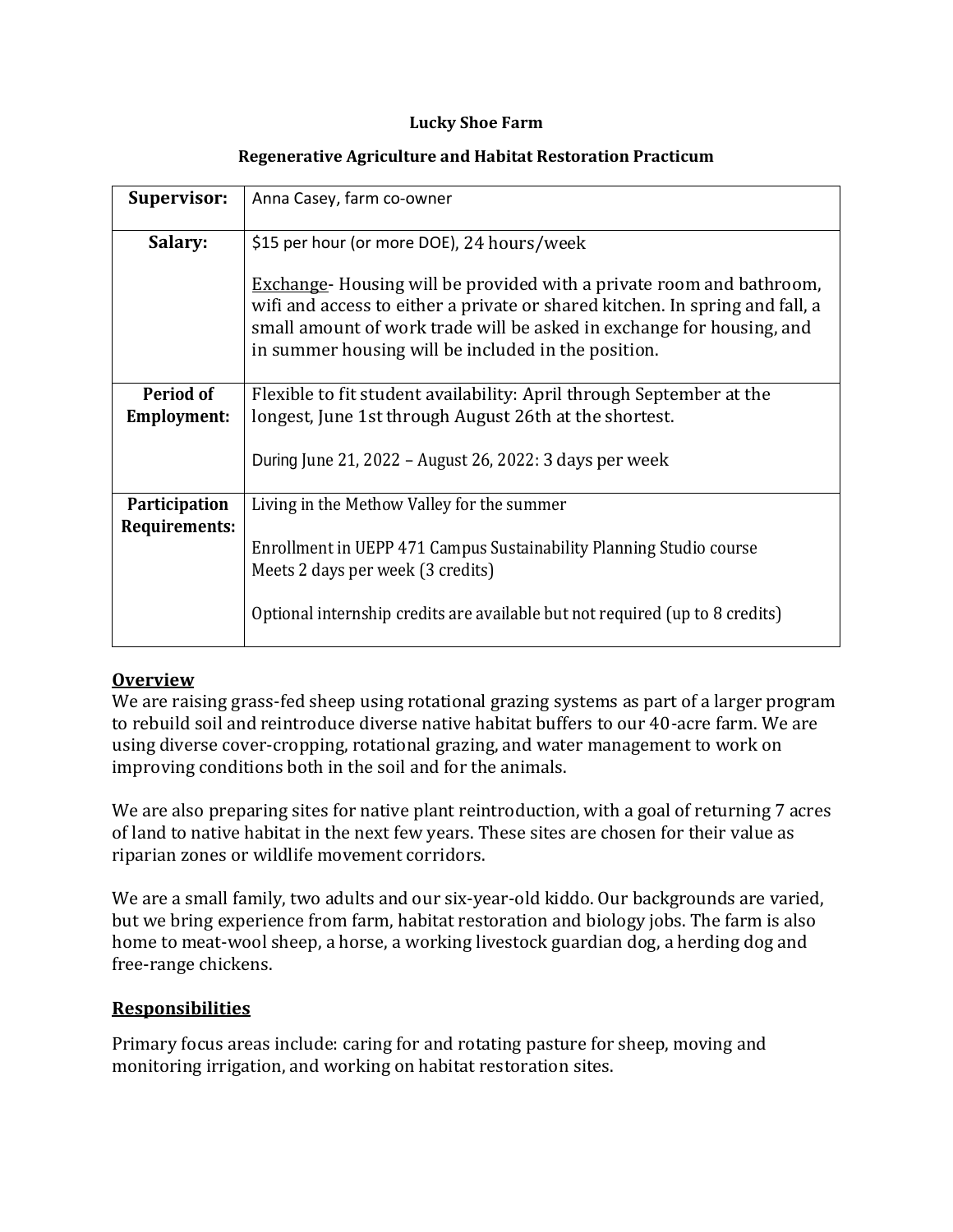**Lucky Shoe Farm**

**Regenerative Agriculture and Habitat Restoration Practicum**

| | |
|---|---|
| **Supervisor:** | Anna Casey, farm co-owner |
| **Salary:** | \$15 per hour (or more DOE), 24 hours/week<br><br><u>Exchange</u>- Housing will be provided with a private room and bathroom, wifi and access to either a private or shared kitchen. In spring and fall, a small amount of work trade will be asked in exchange for housing, and in summer housing will be included in the position. |
| **Period of Employment:** | Flexible to fit student availability: April through September at the longest, June 1st through August 26th at the shortest.<br><br>During June 21, 2022 – August 26, 2022: 3 days per week |
| **Participation Requirements:** | Living in the Methow Valley for the summer<br><br>Enrollment in UEPP 471 Campus Sustainability Planning Studio course<br>Meets 2 days per week (3 credits)<br><br>Optional internship credits are available but not required (up to 8 credits) |

## Overview

We are raising grass-fed sheep using rotational grazing systems as part of a larger program to rebuild soil and reintroduce diverse native habitat buffers to our 40-acre farm. We are using diverse cover-cropping, rotational grazing, and water management to work on improving conditions both in the soil and for the animals.

We are also preparing sites for native plant reintroduction, with a goal of returning 7 acres of land to native habitat in the next few years. These sites are chosen for their value as riparian zones or wildlife movement corridors.

We are a small family, two adults and our six-year-old kiddo. Our backgrounds are varied, but we bring experience from farm, habitat restoration and biology jobs. The farm is also home to meat-wool sheep, a horse, a working livestock guardian dog, a herding dog and free-range chickens.

## Responsibilities

Primary focus areas include: caring for and rotating pasture for sheep, moving and monitoring irrigation, and working on habitat restoration sites.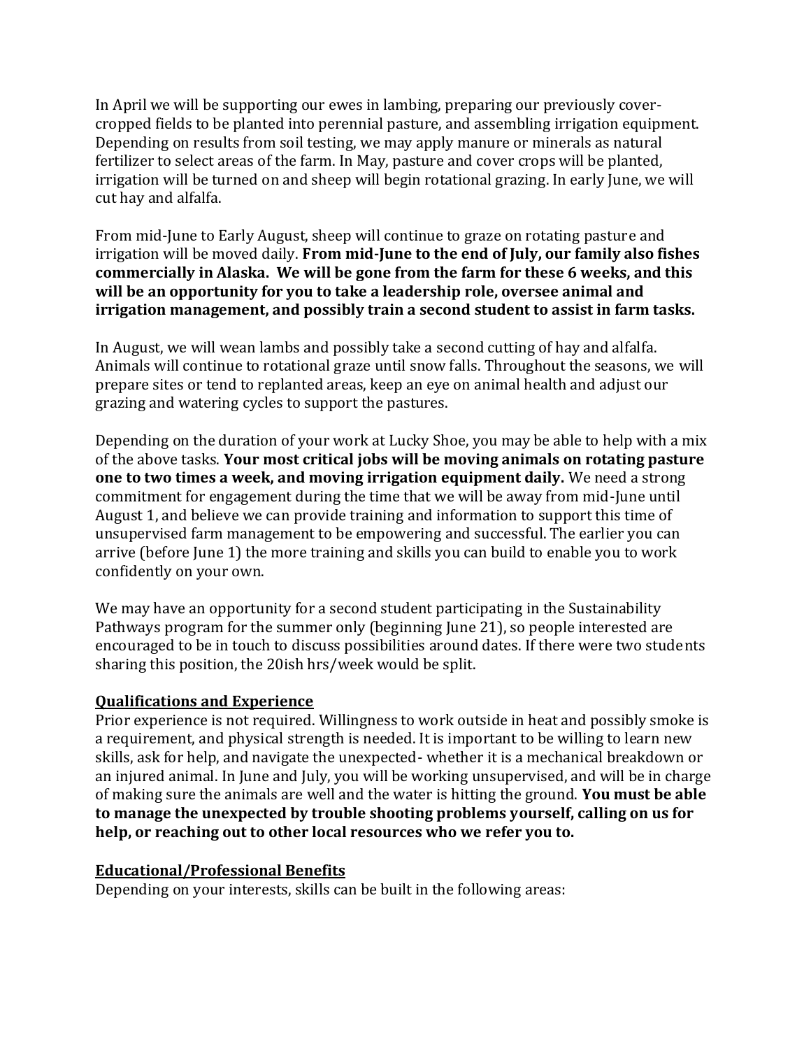In April we will be supporting our ewes in lambing, preparing our previously cover-cropped fields to be planted into perennial pasture, and assembling irrigation equipment. Depending on results from soil testing, we may apply manure or minerals as natural fertilizer to select areas of the farm. In May, pasture and cover crops will be planted, irrigation will be turned on and sheep will begin rotational grazing. In early June, we will cut hay and alfalfa.

From mid-June to Early August, sheep will continue to graze on rotating pasture and irrigation will be moved daily. **From mid-June to the end of July, our family also fishes commercially in Alaska. We will be gone from the farm for these 6 weeks, and this will be an opportunity for you to take a leadership role, oversee animal and irrigation management, and possibly train a second student to assist in farm tasks.**

In August, we will wean lambs and possibly take a second cutting of hay and alfalfa. Animals will continue to rotational graze until snow falls. Throughout the seasons, we will prepare sites or tend to replanted areas, keep an eye on animal health and adjust our grazing and watering cycles to support the pastures.

Depending on the duration of your work at Lucky Shoe, you may be able to help with a mix of the above tasks. **Your most critical jobs will be moving animals on rotating pasture one to two times a week, and moving irrigation equipment daily.** We need a strong commitment for engagement during the time that we will be away from mid-June until August 1, and believe we can provide training and information to support this time of unsupervised farm management to be empowering and successful. The earlier you can arrive (before June 1) the more training and skills you can build to enable you to work confidently on your own.

We may have an opportunity for a second student participating in the Sustainability Pathways program for the summer only (beginning June 21), so people interested are encouraged to be in touch to discuss possibilities around dates. If there were two students sharing this position, the 20ish hrs/week would be split.

## Qualifications and Experience

Prior experience is not required. Willingness to work outside in heat and possibly smoke is a requirement, and physical strength is needed. It is important to be willing to learn new skills, ask for help, and navigate the unexpected- whether it is a mechanical breakdown or an injured animal. In June and July, you will be working unsupervised, and will be in charge of making sure the animals are well and the water is hitting the ground. **You must be able to manage the unexpected by trouble shooting problems yourself, calling on us for help, or reaching out to other local resources who we refer you to.**

## Educational/Professional Benefits

Depending on your interests, skills can be built in the following areas: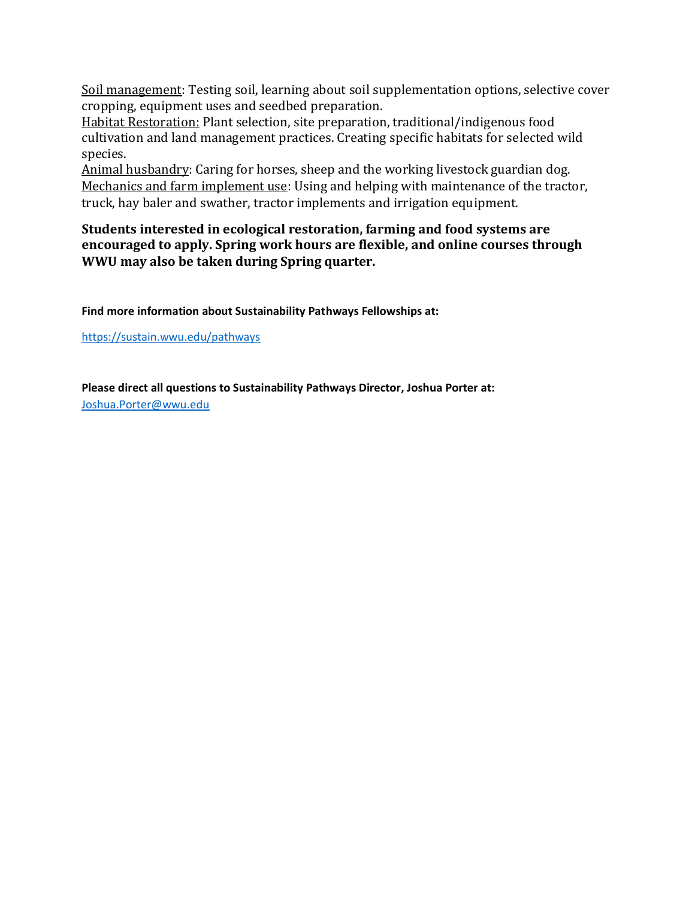Soil management: Testing soil, learning about soil supplementation options, selective cover cropping, equipment uses and seedbed preparation.
Habitat Restoration: Plant selection, site preparation, traditional/indigenous food cultivation and land management practices. Creating specific habitats for selected wild species.
Animal husbandry: Caring for horses, sheep and the working livestock guardian dog.
Mechanics and farm implement use: Using and helping with maintenance of the tractor, truck, hay baler and swather, tractor implements and irrigation equipment.

**Students interested in ecological restoration, farming and food systems are encouraged to apply. Spring work hours are flexible, and online courses through WWU may also be taken during Spring quarter.**

**Find more information about Sustainability Pathways Fellowships at:**

https://sustain.wwu.edu/pathways

**Please direct all questions to Sustainability Pathways Director, Joshua Porter at:**
Joshua.Porter@wwu.edu